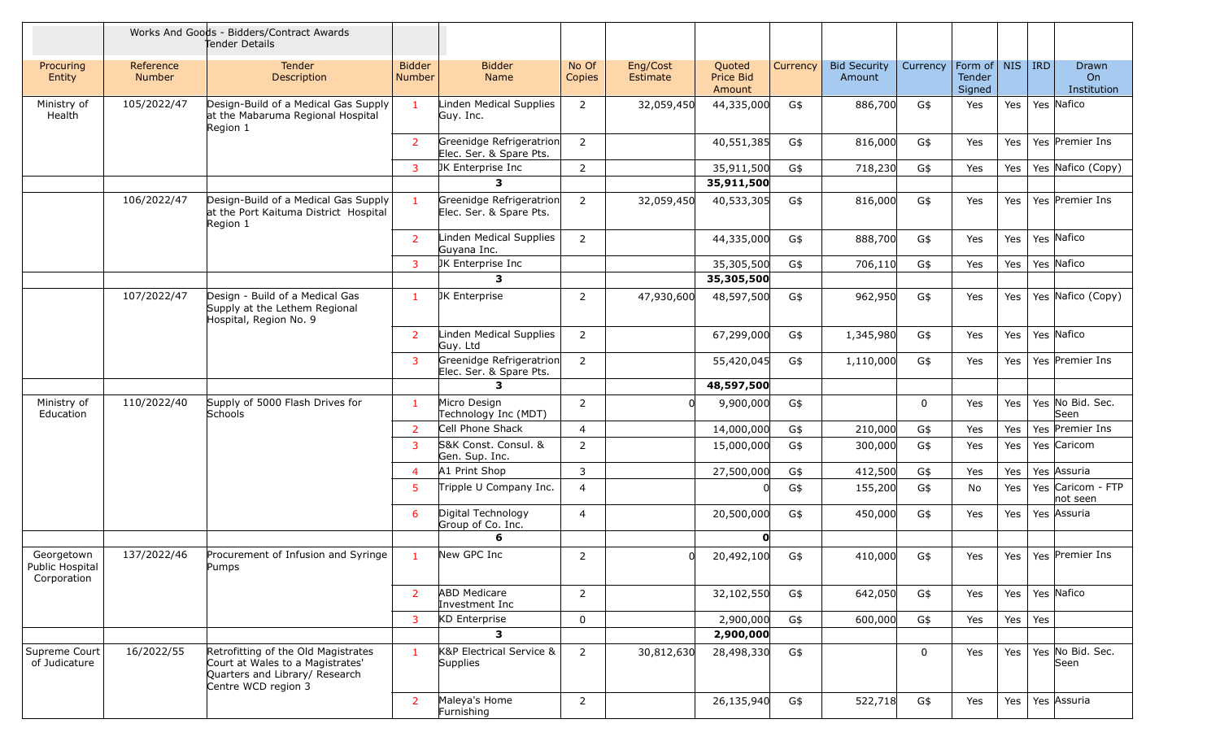| | | Works And Goods - Bidders/Contract Awards Tender Details | | | | | | | | | | | | |
|---|---|---|---|---|---|---|---|---|---|---|---|---|---|---|
| Procuring Entity | Reference Number | Tender Description | Bidder Number | Bidder Name | No Of Copies | Eng/Cost Estimate | Quoted Price Bid Amount | Currency | Bid Security Amount | Currency | Form of Tender Signed | NIS | IRD | Drawn On Institution |
| Ministry of Health | 105/2022/47 | Design-Build of a Medical Gas Supply at the Mabaruma Regional Hospital Region 1 | 1 | Linden Medical Supplies Guy. Inc. | 2 | 32,059,450 | 44,335,000 | G$ | 886,700 | G$ | Yes | Yes | Yes | Nafico |
| | | | 2 | Greenidge Refrigeratrion Elec. Ser. & Spare Pts. | 2 | | 40,551,385 | G$ | 816,000 | G$ | Yes | Yes | Yes | Premier Ins |
| | | | 3 | JK Enterprise Inc | 2 | | 35,911,500 | G$ | 718,230 | G$ | Yes | Yes | Yes | Nafico (Copy) |
| | | | | **3** | | | **35,911,500** | | | | | | | |
| | 106/2022/47 | Design-Build of a Medical Gas Supply at the Port Kaituma District Hospital Region 1 | 1 | Greenidge Refrigeratrion Elec. Ser. & Spare Pts. | 2 | 32,059,450 | 40,533,305 | G$ | 816,000 | G$ | Yes | Yes | Yes | Premier Ins |
| | | | 2 | Linden Medical Supplies Guyana Inc. | 2 | | 44,335,000 | G$ | 888,700 | G$ | Yes | Yes | Yes | Nafico |
| | | | 3 | JK Enterprise Inc | | | 35,305,500 | G$ | 706,110 | G$ | Yes | Yes | Yes | Nafico |
| | | | | **3** | | | **35,305,500** | | | | | | | |
| | 107/2022/47 | Design - Build of a Medical Gas Supply at the Lethem Regional Hospital, Region No. 9 | 1 | JK Enterprise | 2 | 47,930,600 | 48,597,500 | G$ | 962,950 | G$ | Yes | Yes | Yes | Nafico (Copy) |
| | | | 2 | Linden Medical Supplies Guy. Ltd | 2 | | 67,299,000 | G$ | 1,345,980 | G$ | Yes | Yes | Yes | Nafico |
| | | | 3 | Greenidge Refrigeratrion Elec. Ser. & Spare Pts. | 2 | | 55,420,045 | G$ | 1,110,000 | G$ | Yes | Yes | Yes | Premier Ins |
| | | | | **3** | | | **48,597,500** | | | | | | | |
| Ministry of Education | 110/2022/40 | Supply of 5000 Flash Drives for Schools | 1 | Micro Design Technology Inc (MDT) | 2 | 0 | 9,900,000 | G$ | | 0 | Yes | Yes | Yes | No Bid. Sec. Seen |
| | | | 2 | Cell Phone Shack | 4 | | 14,000,000 | G$ | 210,000 | G$ | Yes | Yes | Yes | Premier Ins |
| | | | 3 | S&K Const. Consul. & Gen. Sup. Inc. | 2 | | 15,000,000 | G$ | 300,000 | G$ | Yes | Yes | Yes | Caricom |
| | | | 4 | A1 Print Shop | 3 | | 27,500,000 | G$ | 412,500 | G$ | Yes | Yes | Yes | Assuria |
| | | | 5 | Tripple U Company Inc. | 4 | | 0 | G$ | 155,200 | G$ | No | Yes | Yes | Caricom - FTP not seen |
| | | | 6 | Digital Technology Group of Co. Inc. | 4 | | 20,500,000 | G$ | 450,000 | G$ | Yes | Yes | Yes | Assuria |
| | | | | **6** | | | **0** | | | | | | | |
| Georgetown Public Hospital Corporation | 137/2022/46 | Procurement of Infusion and Syringe Pumps | 1 | New GPC Inc | 2 | 0 | 20,492,100 | G$ | 410,000 | G$ | Yes | Yes | Yes | Premier Ins |
| | | | 2 | ABD Medicare Investment Inc | 2 | | 32,102,550 | G$ | 642,050 | G$ | Yes | Yes | Yes | Nafico |
| | | | 3 | KD Enterprise | 0 | | 2,900,000 | G$ | 600,000 | G$ | Yes | Yes | Yes | |
| | | | | **3** | | | **2,900,000** | | | | | | | |
| Supreme Court of Judicature | 16/2022/55 | Retrofitting of the Old Magistrates Court at Wales to a Magistrates' Quarters and Library/ Research Centre WCD region 3 | 1 | K&P Electrical Service & Supplies | 2 | 30,812,630 | 28,498,330 | G$ | | 0 | Yes | Yes | Yes | No Bid. Sec. Seen |
| | | | 2 | Maleya's Home Furnishing | 2 | | 26,135,940 | G$ | 522,718 | G$ | Yes | Yes | Yes | Assuria |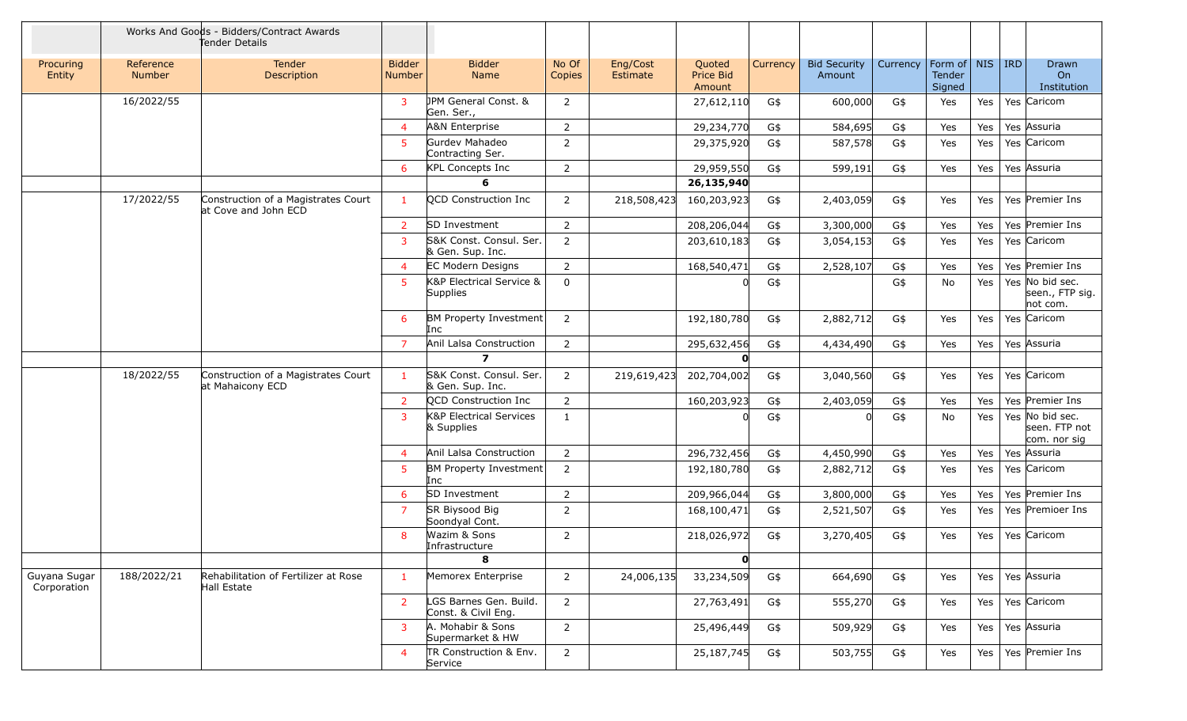Works And Goods - Bidders/Contract Awards Tender Details

| Procuring Entity | Reference Number | Tender Description | Bidder Number | Bidder Name | No Of Copies | Eng/Cost Estimate | Quoted Price Bid Amount | Currency | Bid Security Amount | Currency | Form of Tender Signed | NIS | IRD | Drawn On Institution |
|---|---|---|---|---|---|---|---|---|---|---|---|---|---|---|
| | 16/2022/55 | | 3 | JPM General Const. & Gen. Ser., | 2 | | 27,612,110 | G$ | 600,000 | G$ | Yes | Yes | Yes | Caricom |
| | | | 4 | A&N Enterprise | 2 | | 29,234,770 | G$ | 584,695 | G$ | Yes | Yes | Yes | Assuria |
| | | | 5 | Gurdev Mahadeo Contracting Ser. | 2 | | 29,375,920 | G$ | 587,578 | G$ | Yes | Yes | Yes | Caricom |
| | | | 6 | KPL Concepts Inc | 2 | | 29,959,550 | G$ | 599,191 | G$ | Yes | Yes | Yes | Assuria |
| | | | **6** | | | | **26,135,940** | | | | | | | |
| | 17/2022/55 | Construction of a Magistrates Court at Cove and John ECD | 1 | QCD Construction Inc | 2 | 218,508,423 | 160,203,923 | G$ | 2,403,059 | G$ | Yes | Yes | Yes | Premier Ins |
| | | | 2 | SD Investment | 2 | | 208,206,044 | G$ | 3,300,000 | G$ | Yes | Yes | Yes | Premier Ins |
| | | | 3 | S&K Const. Consul. Ser. & Gen. Sup. Inc. | 2 | | 203,610,183 | G$ | 3,054,153 | G$ | Yes | Yes | Yes | Caricom |
| | | | 4 | EC Modern Designs | 2 | | 168,540,471 | G$ | 2,528,107 | G$ | Yes | Yes | Yes | Premier Ins |
| | | | 5 | K&P Electrical Service & Supplies | 0 | | 0 | G$ | | G$ | No | Yes | Yes | No bid sec. seen., FTP sig. not com. |
| | | | 6 | BM Property Investment Inc | 2 | | 192,180,780 | G$ | 2,882,712 | G$ | Yes | Yes | Yes | Caricom |
| | | | 7 | Anil Lalsa Construction | 2 | | 295,632,456 | G$ | 4,434,490 | G$ | Yes | Yes | Yes | Assuria |
| | | | **7** | | | | **0** | | | | | | | |
| | 18/2022/55 | Construction of a Magistrates Court at Mahaicony ECD | 1 | S&K Const. Consul. Ser. & Gen. Sup. Inc. | 2 | 219,619,423 | 202,704,002 | G$ | 3,040,560 | G$ | Yes | Yes | Yes | Caricom |
| | | | 2 | QCD Construction Inc | 2 | | 160,203,923 | G$ | 2,403,059 | G$ | Yes | Yes | Yes | Premier Ins |
| | | | 3 | K&P Electrical Services & Supplies | 1 | | 0 | G$ | 0 | G$ | No | Yes | Yes | No bid sec. seen. FTP not com. nor sig |
| | | | 4 | Anil Lalsa Construction | 2 | | 296,732,456 | G$ | 4,450,990 | G$ | Yes | Yes | Yes | Assuria |
| | | | 5 | BM Property Investment Inc | 2 | | 192,180,780 | G$ | 2,882,712 | G$ | Yes | Yes | Yes | Caricom |
| | | | 6 | SD Investment | 2 | | 209,966,044 | G$ | 3,800,000 | G$ | Yes | Yes | Yes | Premier Ins |
| | | | 7 | SR Biysood Big Soondyal Cont. | 2 | | 168,100,471 | G$ | 2,521,507 | G$ | Yes | Yes | Yes | Premioer Ins |
| | | | 8 | Wazim & Sons Infrastructure | 2 | | 218,026,972 | G$ | 3,270,405 | G$ | Yes | Yes | Yes | Caricom |
| | | | **8** | | | | **0** | | | | | | | |
| Guyana Sugar Corporation | 188/2022/21 | Rehabilitation of Fertilizer at Rose Hall Estate | 1 | Memorex Enterprise | 2 | 24,006,135 | 33,234,509 | G$ | 664,690 | G$ | Yes | Yes | Yes | Assuria |
| | | | 2 | LGS Barnes Gen. Build. Const. & Civil Eng. | 2 | | 27,763,491 | G$ | 555,270 | G$ | Yes | Yes | Yes | Caricom |
| | | | 3 | A. Mohabir & Sons Supermarket & HW | 2 | | 25,496,449 | G$ | 509,929 | G$ | Yes | Yes | Yes | Assuria |
| | | | 4 | TR Construction & Env. Service | 2 | | 25,187,745 | G$ | 503,755 | G$ | Yes | Yes | Yes | Premier Ins |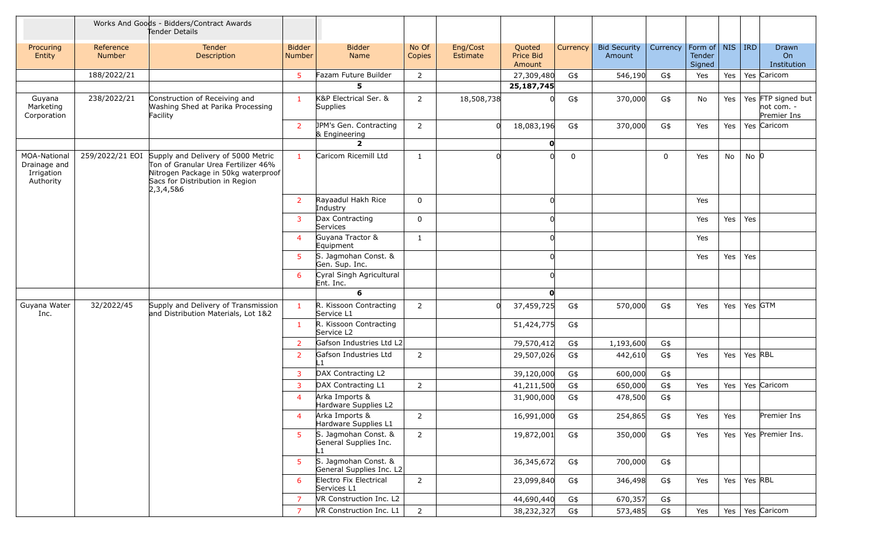Works And Goods - Bidders/Contract Awards Tender Details

| Procuring Entity | Reference Number | Tender Description | Bidder Number | Bidder Name | No Of Copies | Eng/Cost Estimate | Quoted Price Bid Amount | Currency | Bid Security Amount | Currency | Form of Tender Signed | NIS | IRD | Drawn On Institution |
|---|---|---|---|---|---|---|---|---|---|---|---|---|---|---|
| | 188/2022/21 | | 5 | Fazam Future Builder | 2 | | 27,309,480 | G$ | 546,190 | G$ | Yes | Yes | Yes | Caricom |
| | | | | **5** | | | **25,187,745** | | | | | | | |
| Guyana Marketing Corporation | 238/2022/21 | Construction of Receiving and Washing Shed at Parika Processing Facility | 1 | K&P Electrical Ser. & Supplies | 2 | 18,508,738 | 0 | G$ | 370,000 | G$ | No | Yes | Yes | FTP signed but not com. - Premier Ins |
| | | | 2 | JPM's Gen. Contracting & Engineering | 2 | 0 | 18,083,196 | G$ | 370,000 | G$ | Yes | Yes | Yes | Caricom |
| | | | | **2** | | | **0** | | | | | | | |
| MOA-National Drainage and Irrigation Authority | 259/2022/21 EOI | Supply and Delivery of 5000 Metric Ton of Granular Urea Fertilizer 46% Nitrogen Package in 50kg waterproof Sacs for Distribution in Region 2,3,4,5&6 | 1 | Caricom Ricemill Ltd | 1 | 0 | 0 | 0 | | 0 | Yes | No | No | 0 |
| | | | 2 | Rayaadul Hakh Rice Industry | 0 | | 0 | | | | Yes | | | |
| | | | 3 | Dax Contracting Services | 0 | | 0 | | | | Yes | Yes | Yes | |
| | | | 4 | Guyana Tractor & Equipment | 1 | | 0 | | | | Yes | | | |
| | | | 5 | S. Jagmohan Const. & Gen. Sup. Inc. | | | 0 | | | | Yes | Yes | Yes | |
| | | | 6 | Cyral Singh Agricultural Ent. Inc. | | | 0 | | | | | | | |
| | | | | **6** | | | **0** | | | | | | | |
| Guyana Water Inc. | 32/2022/45 | Supply and Delivery of Transmission and Distribution Materials, Lot 1&2 | 1 | R. Kissoon Contracting Service L1 | 2 | 0 | 37,459,725 | G$ | 570,000 | G$ | Yes | Yes | Yes | GTM |
| | | | 1 | R. Kissoon Contracting Service L2 | | | 51,424,775 | G$ | | | | | | |
| | | | 2 | Gafson Industries Ltd L2 | | | 79,570,412 | G$ | 1,193,600 | G$ | | | | |
| | | | 2 | Gafson Industries Ltd L1 | 2 | | 29,507,026 | G$ | 442,610 | G$ | Yes | Yes | Yes | RBL |
| | | | 3 | DAX Contracting L2 | | | 39,120,000 | G$ | 600,000 | G$ | | | | |
| | | | 3 | DAX Contracting L1 | 2 | | 41,211,500 | G$ | 650,000 | G$ | Yes | Yes | Yes | Caricom |
| | | | 4 | Arka Imports & Hardware Supplies L2 | | | 31,900,000 | G$ | 478,500 | G$ | | | | |
| | | | 4 | Arka Imports & Hardware Supplies L1 | 2 | | 16,991,000 | G$ | 254,865 | G$ | Yes | Yes | | Premier Ins |
| | | | 5 | S. Jagmohan Const. & General Supplies Inc. L1 | 2 | | 19,872,001 | G$ | 350,000 | G$ | Yes | Yes | Yes | Premier Ins. |
| | | | 5 | S. Jagmohan Const. & General Supplies Inc. L2 | | | 36,345,672 | G$ | 700,000 | G$ | | | | |
| | | | 6 | Electro Fix Electrical Services L1 | 2 | | 23,099,840 | G$ | 346,498 | G$ | Yes | Yes | Yes | RBL |
| | | | 7 | VR Construction Inc. L2 | | | 44,690,440 | G$ | 670,357 | G$ | | | | |
| | | | 7 | VR Construction Inc. L1 | 2 | | 38,232,327 | G$ | 573,485 | G$ | Yes | Yes | Yes | Caricom |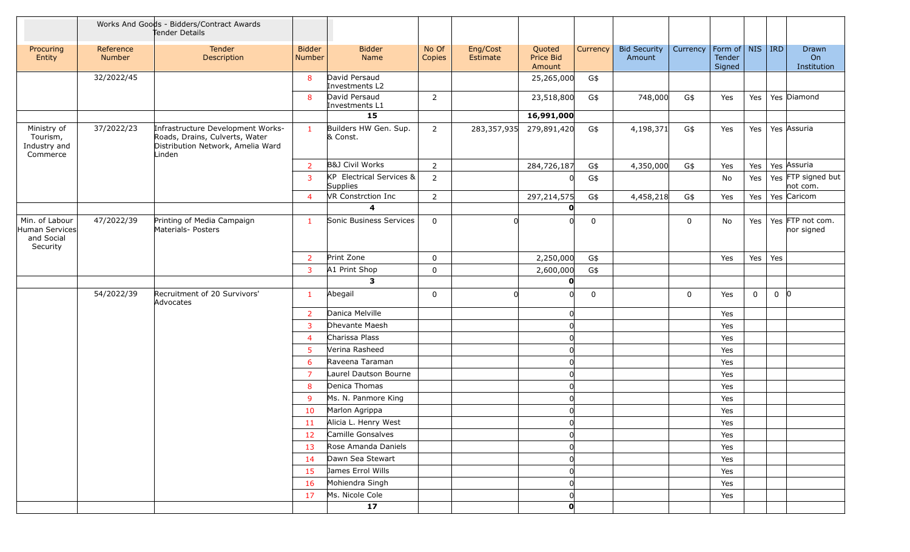| | | Works And Goods - Bidders/Contract Awards Tender Details | | | | | | | | | | | | |
|---|---|---|---|---|---|---|---|---|---|---|---|---|---|---|
| Procuring Entity | Reference Number | Tender Description | Bidder Number | Bidder Name | No Of Copies | Eng/Cost Estimate | Quoted Price Bid Amount | Currency | Bid Security Amount | Currency | Form of Tender Signed | NIS | IRD | Drawn On Institution |
| | 32/2022/45 | | 8 | David Persaud Investments L2 | | | 25,265,000 | G$ | | | | | | |
| | | | 8 | David Persaud Investments L1 | 2 | | 23,518,800 | G$ | 748,000 | G$ | Yes | Yes | Yes | Diamond |
| | | | | **15** | | | **16,991,000** | | | | | | | |
| Ministry of Tourism, Industry and Commerce | 37/2022/23 | Infrastructure Development Works- Roads, Drains, Culverts, Water Distribution Network, Amelia Ward Linden | 1 | Builders HW Gen. Sup. & Const. | 2 | 283,357,935 | 279,891,420 | G$ | 4,198,371 | G$ | Yes | Yes | Yes | Assuria |
| | | | 2 | B&J Civil Works | 2 | | 284,726,187 | G$ | 4,350,000 | G$ | Yes | Yes | Yes | Assuria |
| | | | 3 | KP Electrical Services & Supplies | 2 | | 0 | G$ | | | No | Yes | Yes | FTP signed but not com. |
| | | | 4 | VR Constrction Inc | 2 | | 297,214,575 | G$ | 4,458,218 | G$ | Yes | Yes | Yes | Caricom |
| | | | | **4** | | | **0** | | | | | | | |
| Min. of Labour Human Services and Social Security | 47/2022/39 | Printing of Media Campaign Materials- Posters | 1 | Sonic Business Services | 0 | 0 | 0 | 0 | | 0 | No | Yes | Yes | FTP not com. nor signed |
| | | | 2 | Print Zone | 0 | | 2,250,000 | G$ | | | Yes | Yes | Yes | |
| | | | 3 | A1 Print Shop | 0 | | 2,600,000 | G$ | | | | | | |
| | | | | **3** | | | **0** | | | | | | | |
| | 54/2022/39 | Recruitment of 20 Survivors' Advocates | 1 | Abegail | 0 | 0 | 0 | 0 | | 0 | Yes | 0 | 0 | 0 |
| | | | 2 | Danica Melville | | | 0 | | | | Yes | | | |
| | | | 3 | Dhevante Maesh | | | 0 | | | | Yes | | | |
| | | | 4 | Charissa Plass | | | 0 | | | | Yes | | | |
| | | | 5 | Verina Rasheed | | | 0 | | | | Yes | | | |
| | | | 6 | Raveena Taraman | | | 0 | | | | Yes | | | |
| | | | 7 | Laurel Dautson Bourne | | | 0 | | | | Yes | | | |
| | | | 8 | Denica Thomas | | | 0 | | | | Yes | | | |
| | | | 9 | Ms. N. Panmore King | | | 0 | | | | Yes | | | |
| | | | 10 | Marlon Agrippa | | | 0 | | | | Yes | | | |
| | | | 11 | Alicia L. Henry West | | | 0 | | | | Yes | | | |
| | | | 12 | Camille Gonsalves | | | 0 | | | | Yes | | | |
| | | | 13 | Rose Amanda Daniels | | | 0 | | | | Yes | | | |
| | | | 14 | Dawn Sea Stewart | | | 0 | | | | Yes | | | |
| | | | 15 | James Errol Wills | | | 0 | | | | Yes | | | |
| | | | 16 | Mohiendra Singh | | | 0 | | | | Yes | | | |
| | | | 17 | Ms. Nicole Cole | | | 0 | | | | Yes | | | |
| | | | | **17** | | | **0** | | | | | | | |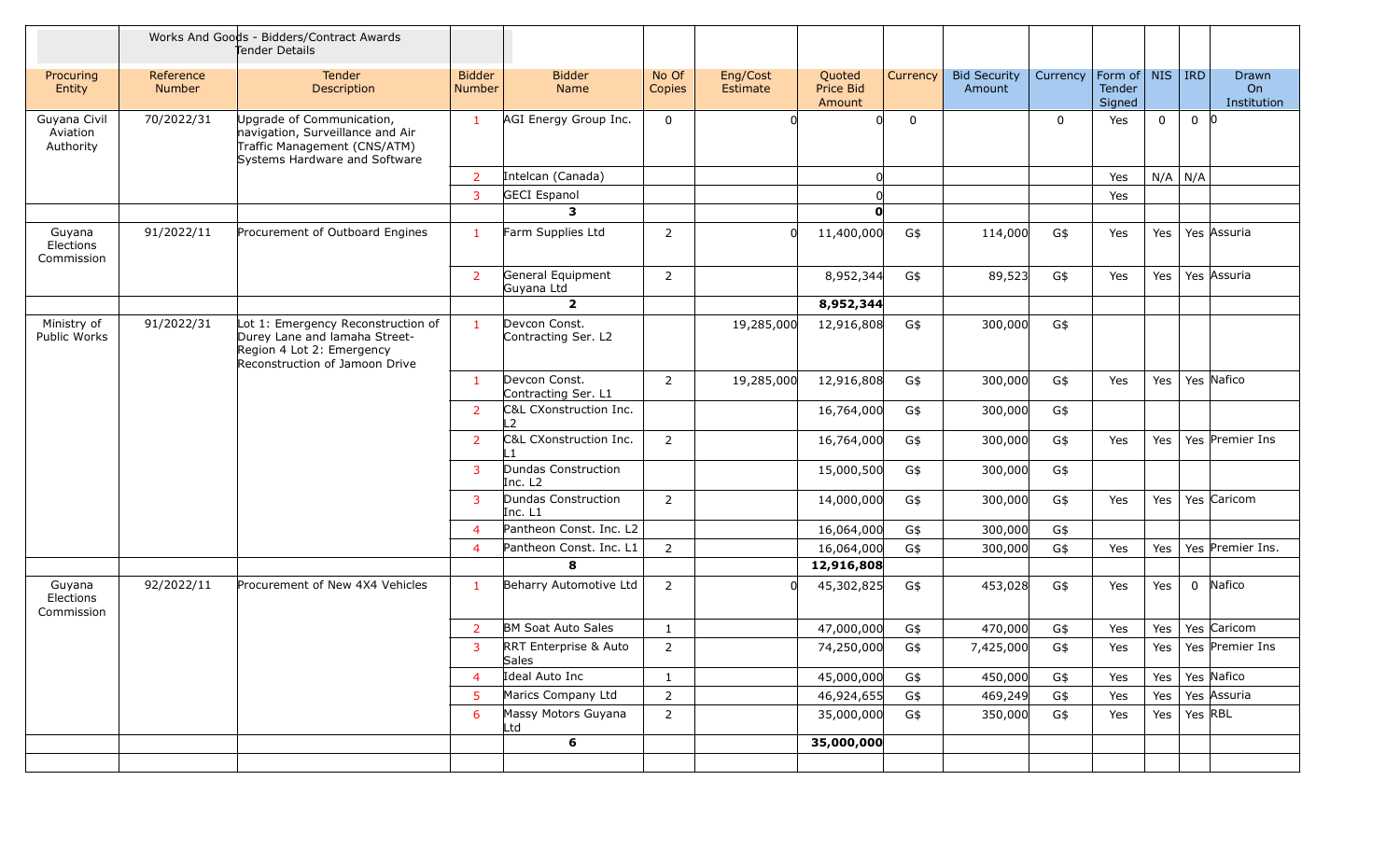| | | Works And Goods - Bidders/Contract Awards Tender Details | | | | | | | | | | | | |
|---|---|---|---|---|---|---|---|---|---|---|---|---|---|---|
| Procuring Entity | Reference Number | Tender Description | Bidder Number | Bidder Name | No Of Copies | Eng/Cost Estimate | Quoted Price Bid Amount | Currency | Bid Security Amount | Currency | Form of Tender Signed | NIS | IRD | Drawn On Institution |
| Guyana Civil Aviation Authority | 70/2022/31 | Upgrade of Communication, navigation, Surveillance and Air Traffic Management (CNS/ATM) Systems Hardware and Software | 1 | AGI Energy Group Inc. | 0 | 0 | 0 | 0 | | 0 | Yes | 0 | 0 | 0 |
| | | | 2 | Intelcan (Canada) | | | 0 | | | | Yes | N/A | N/A | |
| | | | 3 | GECI Espanol | | | 0 | | | | Yes | | | |
| | | | | **3** | | | **0** | | | | | | | |
| Guyana Elections Commission | 91/2022/11 | Procurement of Outboard Engines | 1 | Farm Supplies Ltd | 2 | 0 | 11,400,000 | G$ | 114,000 | G$ | Yes | Yes | Yes | Assuria |
| | | | 2 | General Equipment Guyana Ltd | 2 | | 8,952,344 | G$ | 89,523 | G$ | Yes | Yes | Yes | Assuria |
| | | | | **2** | | | **8,952,344** | | | | | | | |
| Ministry of Public Works | 91/2022/31 | Lot 1: Emergency Reconstruction of Durey Lane and lamaha Street-Region 4 Lot 2: Emergency Reconstruction of Jamoon Drive | 1 | Devcon Const. Contracting Ser. L2 | | 19,285,000 | 12,916,808 | G$ | 300,000 | G$ | | | | |
| | | | 1 | Devcon Const. Contracting Ser. L1 | 2 | 19,285,000 | 12,916,808 | G$ | 300,000 | G$ | Yes | Yes | Yes | Nafico |
| | | | 2 | C&L CXonstruction Inc. L2 | | | 16,764,000 | G$ | 300,000 | G$ | | | | |
| | | | 2 | C&L CXonstruction Inc. L1 | 2 | | 16,764,000 | G$ | 300,000 | G$ | Yes | Yes | Yes | Premier Ins |
| | | | 3 | Dundas Construction Inc. L2 | | | 15,000,500 | G$ | 300,000 | G$ | | | | |
| | | | 3 | Dundas Construction Inc. L1 | 2 | | 14,000,000 | G$ | 300,000 | G$ | Yes | Yes | Yes | Caricom |
| | | | 4 | Pantheon Const. Inc. L2 | | | 16,064,000 | G$ | 300,000 | G$ | | | | |
| | | | 4 | Pantheon Const. Inc. L1 | 2 | | 16,064,000 | G$ | 300,000 | G$ | Yes | Yes | Yes | Premier Ins. |
| | | | | **8** | | | **12,916,808** | | | | | | | |
| Guyana Elections Commission | 92/2022/11 | Procurement of New 4X4 Vehicles | 1 | Beharry Automotive Ltd | 2 | 0 | 45,302,825 | G$ | 453,028 | G$ | Yes | Yes | 0 | Nafico |
| | | | 2 | BM Soat Auto Sales | 1 | | 47,000,000 | G$ | 470,000 | G$ | Yes | Yes | Yes | Caricom |
| | | | 3 | RRT Enterprise & Auto Sales | 2 | | 74,250,000 | G$ | 7,425,000 | G$ | Yes | Yes | Yes | Premier Ins |
| | | | 4 | Ideal Auto Inc | 1 | | 45,000,000 | G$ | 450,000 | G$ | Yes | Yes | Yes | Nafico |
| | | | 5 | Marics Company Ltd | 2 | | 46,924,655 | G$ | 469,249 | G$ | Yes | Yes | Yes | Assuria |
| | | | 6 | Massy Motors Guyana Ltd | 2 | | 35,000,000 | G$ | 350,000 | G$ | Yes | Yes | Yes | RBL |
| | | | | **6** | | | **35,000,000** | | | | | | | |